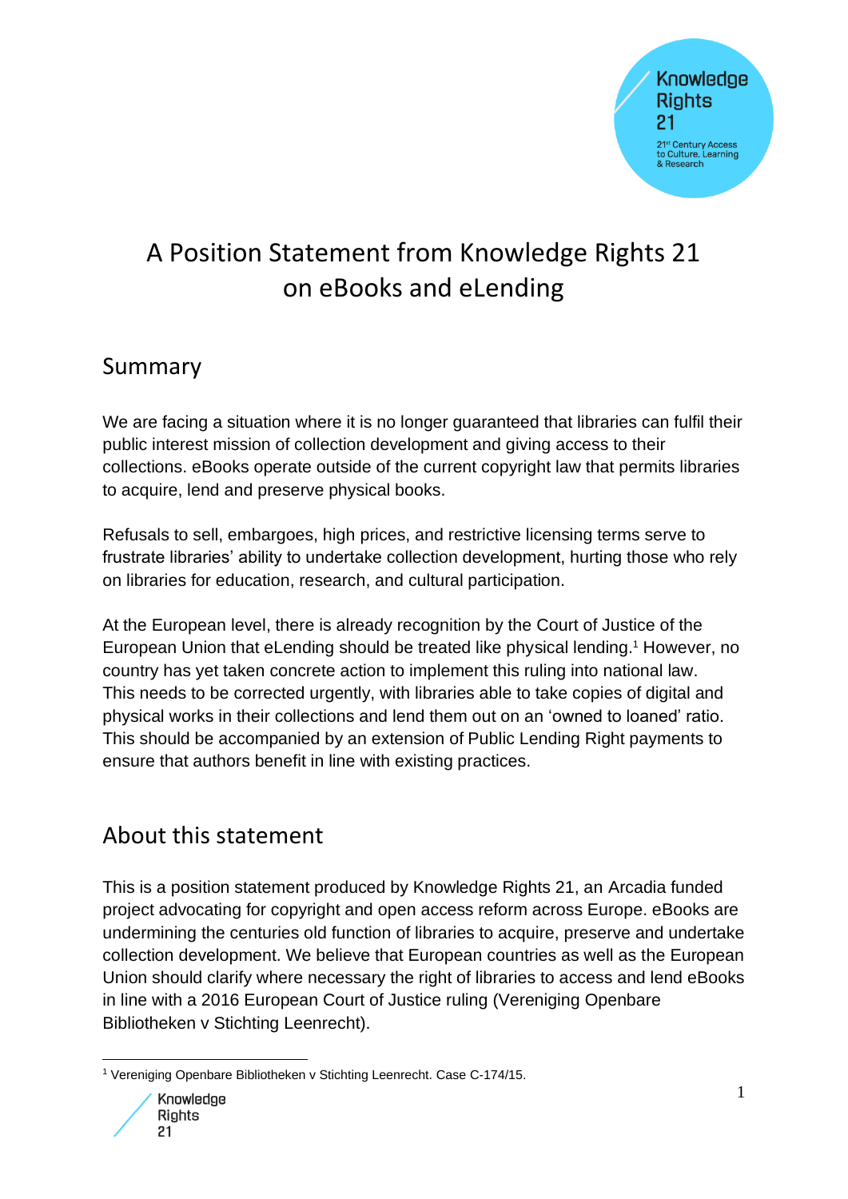# A Position Statement from Knowledge Rights 21 on eBooks and eLending

## Summary

We are facing a situation where it is no longer guaranteed that libraries can fulfil their public interest mission of collection development and giving access to their collections. eBooks operate outside of the current copyright law that permits libraries to acquire, lend and preserve physical books.

Refusals to sell, embargoes, high prices, and restrictive licensing terms serve to frustrate libraries' ability to undertake collection development, hurting those who rely on libraries for education, research, and cultural participation.

At the European level, there is already recognition by the Court of Justice of the European Union that eLending should be treated like physical lending.[1] However, no country has yet taken concrete action to implement this ruling into national law. This needs to be corrected urgently, with libraries able to take copies of digital and physical works in their collections and lend them out on an 'owned to loaned' ratio. This should be accompanied by an extension of Public Lending Right payments to ensure that authors benefit in line with existing practices.

## About this statement

This is a position statement produced by Knowledge Rights 21, an Arcadia funded project advocating for copyright and open access reform across Europe. eBooks are undermining the centuries old function of libraries to acquire, preserve and undertake collection development. We believe that European countries as well as the European Union should clarify where necessary the right of libraries to access and lend eBooks in line with a 2016 European Court of Justice ruling (Vereniging Openbare Bibliotheken v Stichting Leenrecht).

[1] Vereniging Openbare Bibliotheken v Stichting Leenrecht. Case C-174/15.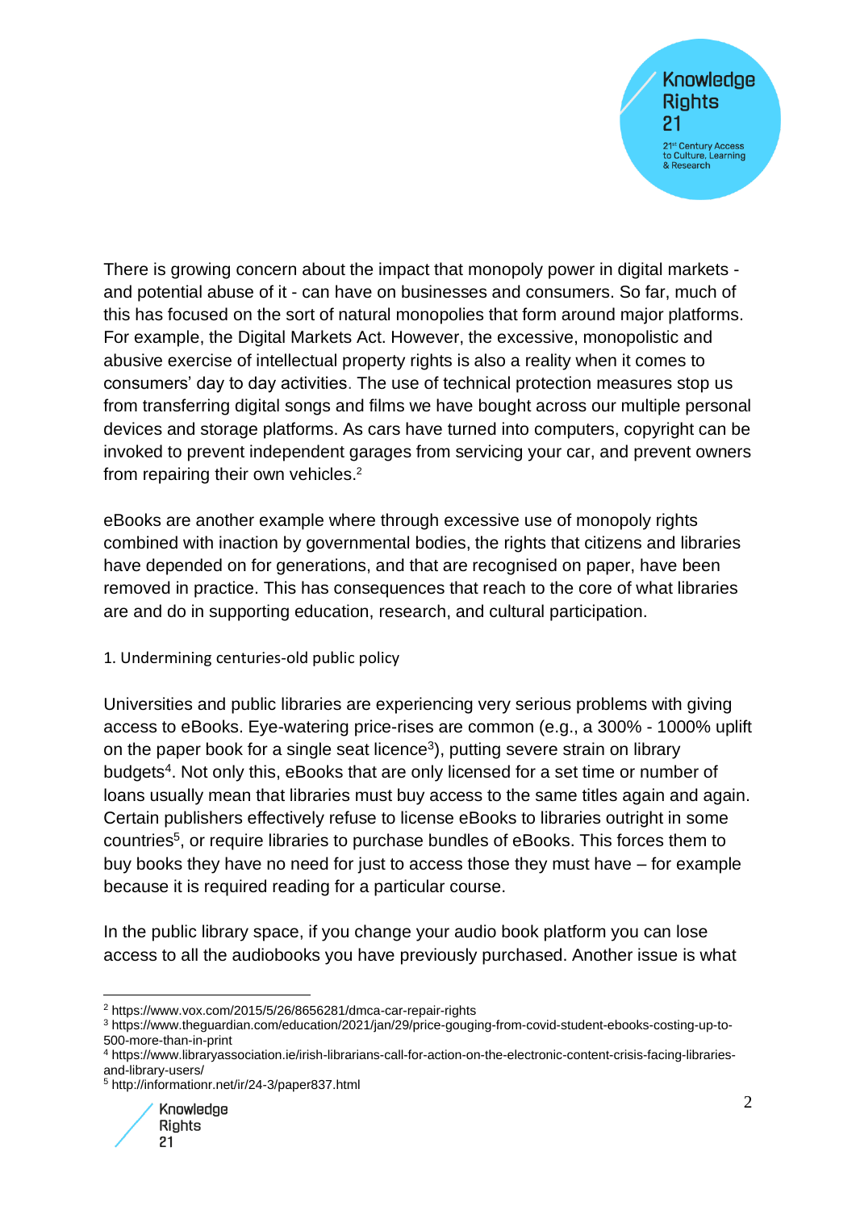There is growing concern about the impact that monopoly power in digital markets - and potential abuse of it - can have on businesses and consumers. So far, much of this has focused on the sort of natural monopolies that form around major platforms. For example, the Digital Markets Act. However, the excessive, monopolistic and abusive exercise of intellectual property rights is also a reality when it comes to consumers' day to day activities. The use of technical protection measures stop us from transferring digital songs and films we have bought across our multiple personal devices and storage platforms. As cars have turned into computers, copyright can be invoked to prevent independent garages from servicing your car, and prevent owners from repairing their own vehicles.[2]

eBooks are another example where through excessive use of monopoly rights combined with inaction by governmental bodies, the rights that citizens and libraries have depended on for generations, and that are recognised on paper, have been removed in practice. This has consequences that reach to the core of what libraries are and do in supporting education, research, and cultural participation.

## 1. Undermining centuries-old public policy

Universities and public libraries are experiencing very serious problems with giving access to eBooks. Eye-watering price-rises are common (e.g., a 300% - 1000% uplift on the paper book for a single seat licence[3]), putting severe strain on library budgets[4]. Not only this, eBooks that are only licensed for a set time or number of loans usually mean that libraries must buy access to the same titles again and again. Certain publishers effectively refuse to license eBooks to libraries outright in some countries[5], or require libraries to purchase bundles of eBooks. This forces them to buy books they have no need for just to access those they must have – for example because it is required reading for a particular course.

In the public library space, if you change your audio book platform you can lose access to all the audiobooks you have previously purchased. Another issue is what

[2] https://www.vox.com/2015/5/26/8656281/dmca-car-repair-rights

[3] https://www.theguardian.com/education/2021/jan/29/price-gouging-from-covid-student-ebooks-costing-up-to-500-more-than-in-print

[4] https://www.libraryassociation.ie/irish-librarians-call-for-action-on-the-electronic-content-crisis-facing-libraries-and-library-users/

[5] http://informationr.net/ir/24-3/paper837.html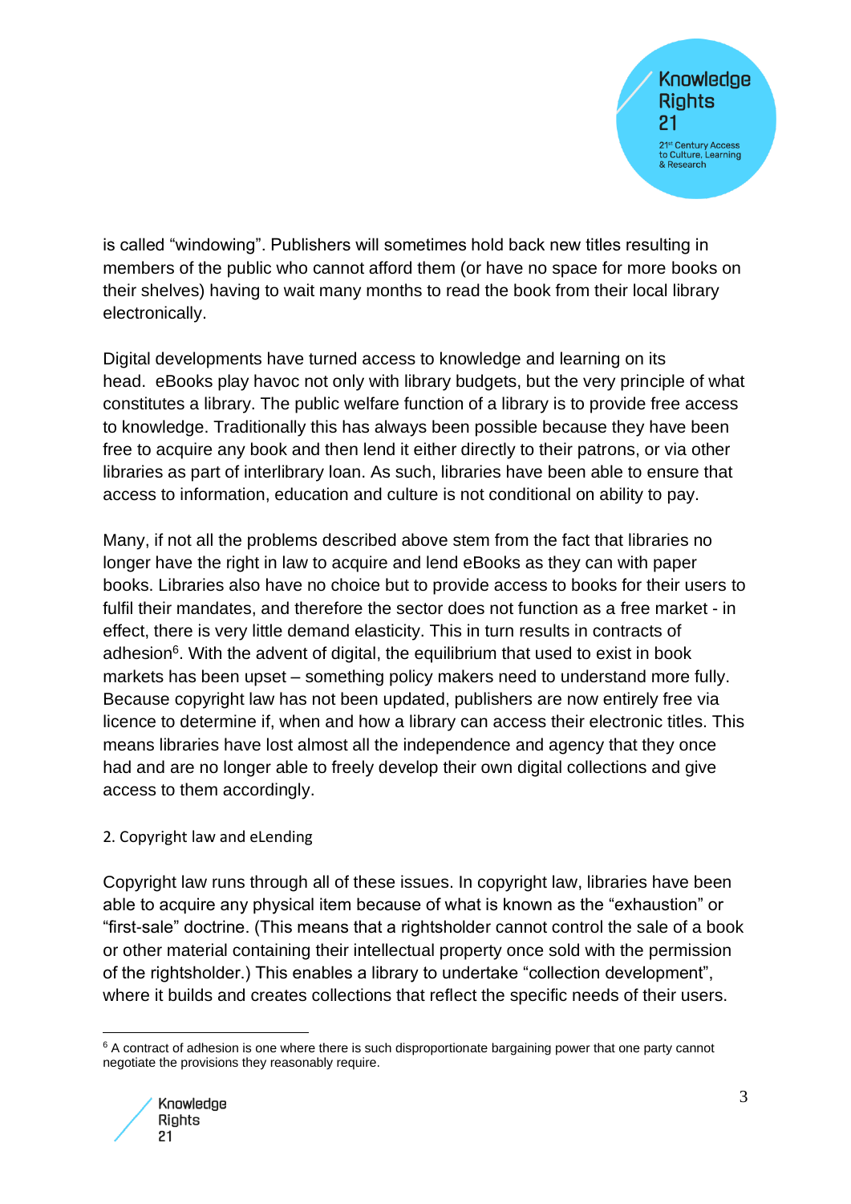is called "windowing". Publishers will sometimes hold back new titles resulting in members of the public who cannot afford them (or have no space for more books on their shelves) having to wait many months to read the book from their local library electronically.

Digital developments have turned access to knowledge and learning on its head. eBooks play havoc not only with library budgets, but the very principle of what constitutes a library. The public welfare function of a library is to provide free access to knowledge. Traditionally this has always been possible because they have been free to acquire any book and then lend it either directly to their patrons, or via other libraries as part of interlibrary loan. As such, libraries have been able to ensure that access to information, education and culture is not conditional on ability to pay.

Many, if not all the problems described above stem from the fact that libraries no longer have the right in law to acquire and lend eBooks as they can with paper books. Libraries also have no choice but to provide access to books for their users to fulfil their mandates, and therefore the sector does not function as a free market - in effect, there is very little demand elasticity. This in turn results in contracts of adhesion[6]. With the advent of digital, the equilibrium that used to exist in book markets has been upset – something policy makers need to understand more fully. Because copyright law has not been updated, publishers are now entirely free via licence to determine if, when and how a library can access their electronic titles. This means libraries have lost almost all the independence and agency that they once had and are no longer able to freely develop their own digital collections and give access to them accordingly.

## 2. Copyright law and eLending

Copyright law runs through all of these issues. In copyright law, libraries have been able to acquire any physical item because of what is known as the "exhaustion" or "first-sale" doctrine. (This means that a rightsholder cannot control the sale of a book or other material containing their intellectual property once sold with the permission of the rightsholder.) This enables a library to undertake "collection development", where it builds and creates collections that reflect the specific needs of their users.

---

[6] A contract of adhesion is one where there is such disproportionate bargaining power that one party cannot negotiate the provisions they reasonably require.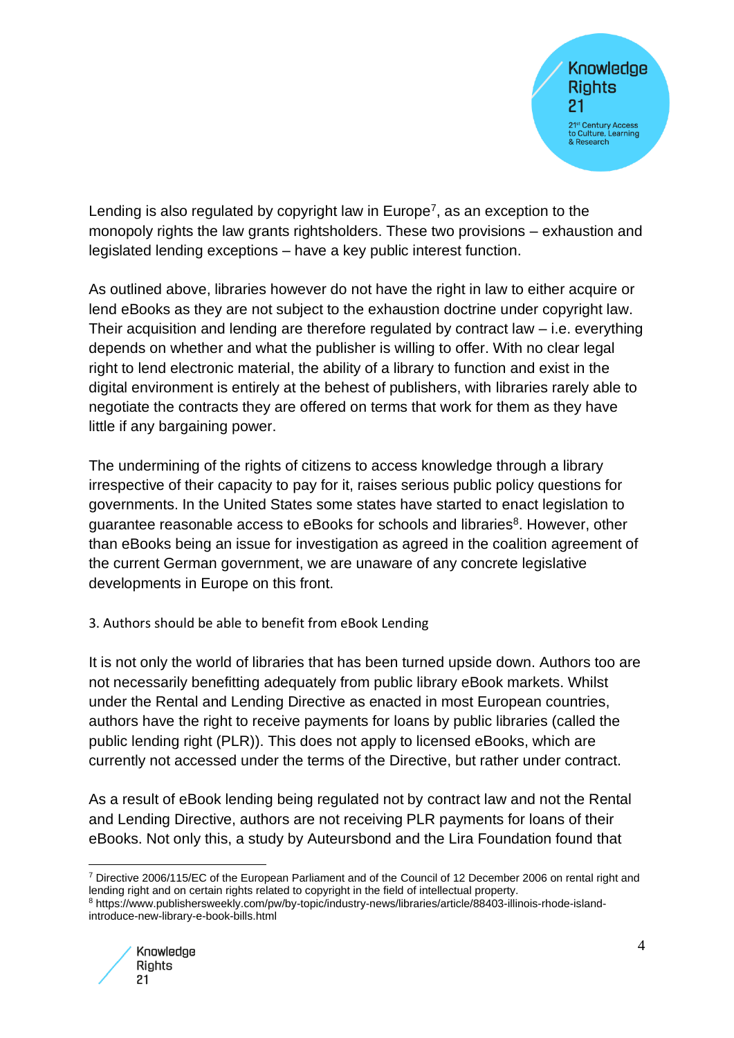Lending is also regulated by copyright law in Europe[7], as an exception to the monopoly rights the law grants rightsholders. These two provisions – exhaustion and legislated lending exceptions – have a key public interest function.

As outlined above, libraries however do not have the right in law to either acquire or lend eBooks as they are not subject to the exhaustion doctrine under copyright law. Their acquisition and lending are therefore regulated by contract law – i.e. everything depends on whether and what the publisher is willing to offer. With no clear legal right to lend electronic material, the ability of a library to function and exist in the digital environment is entirely at the behest of publishers, with libraries rarely able to negotiate the contracts they are offered on terms that work for them as they have little if any bargaining power.

The undermining of the rights of citizens to access knowledge through a library irrespective of their capacity to pay for it, raises serious public policy questions for governments. In the United States some states have started to enact legislation to guarantee reasonable access to eBooks for schools and libraries[8]. However, other than eBooks being an issue for investigation as agreed in the coalition agreement of the current German government, we are unaware of any concrete legislative developments in Europe on this front.

### 3. Authors should be able to benefit from eBook Lending

It is not only the world of libraries that has been turned upside down. Authors too are not necessarily benefitting adequately from public library eBook markets. Whilst under the Rental and Lending Directive as enacted in most European countries, authors have the right to receive payments for loans by public libraries (called the public lending right (PLR)). This does not apply to licensed eBooks, which are currently not accessed under the terms of the Directive, but rather under contract.

As a result of eBook lending being regulated not by contract law and not the Rental and Lending Directive, authors are not receiving PLR payments for loans of their eBooks. Not only this, a study by Auteursbond and the Lira Foundation found that

---

[7] Directive 2006/115/EC of the European Parliament and of the Council of 12 December 2006 on rental right and lending right and on certain rights related to copyright in the field of intellectual property.

[8] https://www.publishersweekly.com/pw/by-topic/industry-news/libraries/article/88403-illinois-rhode-island-introduce-new-library-e-book-bills.html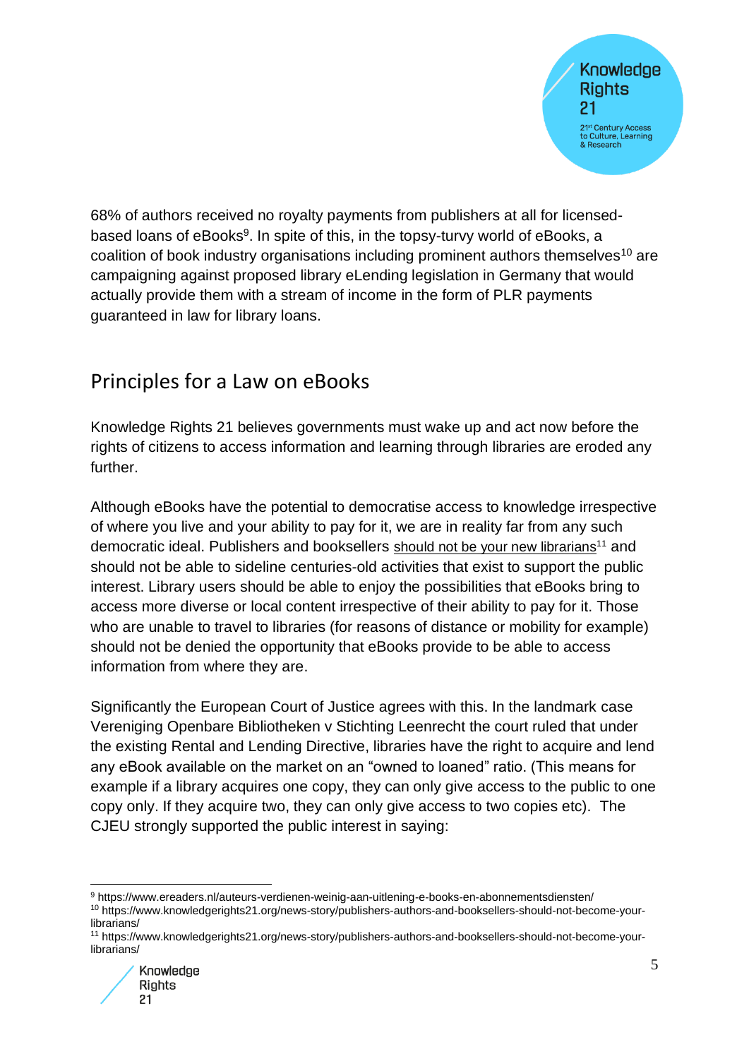68% of authors received no royalty payments from publishers at all for licensed-based loans of eBooks[9]. In spite of this, in the topsy-turvy world of eBooks, a coalition of book industry organisations including prominent authors themselves[10] are campaigning against proposed library eLending legislation in Germany that would actually provide them with a stream of income in the form of PLR payments guaranteed in law for library loans.

## Principles for a Law on eBooks

Knowledge Rights 21 believes governments must wake up and act now before the rights of citizens to access information and learning through libraries are eroded any further.

Although eBooks have the potential to democratise access to knowledge irrespective of where you live and your ability to pay for it, we are in reality far from any such democratic ideal. Publishers and booksellers should not be your new librarians[11] and should not be able to sideline centuries-old activities that exist to support the public interest. Library users should be able to enjoy the possibilities that eBooks bring to access more diverse or local content irrespective of their ability to pay for it. Those who are unable to travel to libraries (for reasons of distance or mobility for example) should not be denied the opportunity that eBooks provide to be able to access information from where they are.

Significantly the European Court of Justice agrees with this. In the landmark case Vereniging Openbare Bibliotheken v Stichting Leenrecht the court ruled that under the existing Rental and Lending Directive, libraries have the right to acquire and lend any eBook available on the market on an "owned to loaned" ratio. (This means for example if a library acquires one copy, they can only give access to the public to one copy only. If they acquire two, they can only give access to two copies etc). The CJEU strongly supported the public interest in saying:

---

[9] https://www.ereaders.nl/auteurs-verdienen-weinig-aan-uitlening-e-books-en-abonnementsdiensten/

[10] https://www.knowledgerights21.org/news-story/publishers-authors-and-booksellers-should-not-become-your-librarians/

[11] https://www.knowledgerights21.org/news-story/publishers-authors-and-booksellers-should-not-become-your-librarians/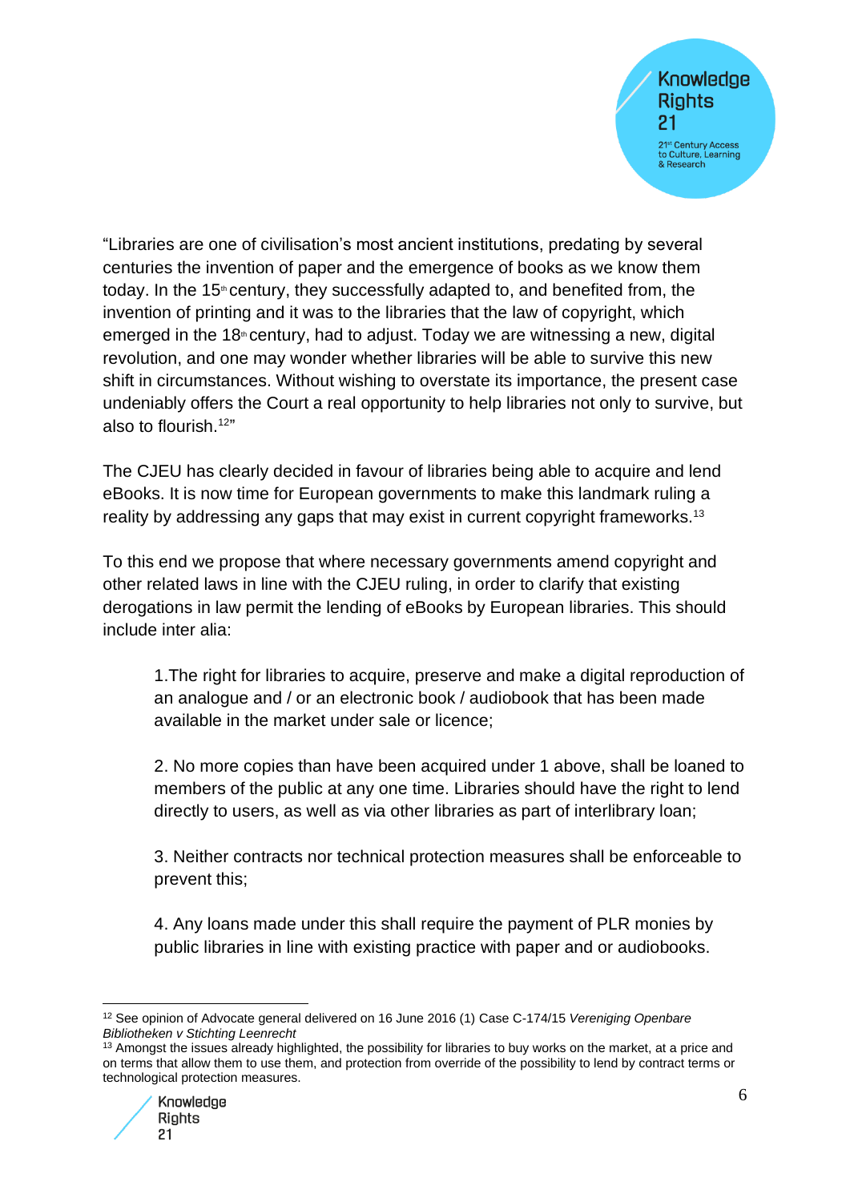"Libraries are one of civilisation's most ancient institutions, predating by several centuries the invention of paper and the emergence of books as we know them today. In the 15th century, they successfully adapted to, and benefited from, the invention of printing and it was to the libraries that the law of copyright, which emerged in the 18th century, had to adjust. Today we are witnessing a new, digital revolution, and one may wonder whether libraries will be able to survive this new shift in circumstances. Without wishing to overstate its importance, the present case undeniably offers the Court a real opportunity to help libraries not only to survive, but also to flourish.[12]"

The CJEU has clearly decided in favour of libraries being able to acquire and lend eBooks. It is now time for European governments to make this landmark ruling a reality by addressing any gaps that may exist in current copyright frameworks.[13]

To this end we propose that where necessary governments amend copyright and other related laws in line with the CJEU ruling, in order to clarify that existing derogations in law permit the lending of eBooks by European libraries. This should include inter alia:

1. The right for libraries to acquire, preserve and make a digital reproduction of an analogue and / or an electronic book / audiobook that has been made available in the market under sale or licence;

2. No more copies than have been acquired under 1 above, shall be loaned to members of the public at any one time. Libraries should have the right to lend directly to users, as well as via other libraries as part of interlibrary loan;

3. Neither contracts nor technical protection measures shall be enforceable to prevent this;

4. Any loans made under this shall require the payment of PLR monies by public libraries in line with existing practice with paper and or audiobooks.

---

[12] See opinion of Advocate general delivered on 16 June 2016 (1) Case C-174/15 *Vereniging Openbare Bibliotheken v Stichting Leenrecht*

[13] Amongst the issues already highlighted, the possibility for libraries to buy works on the market, at a price and on terms that allow them to use them, and protection from override of the possibility to lend by contract terms or technological protection measures.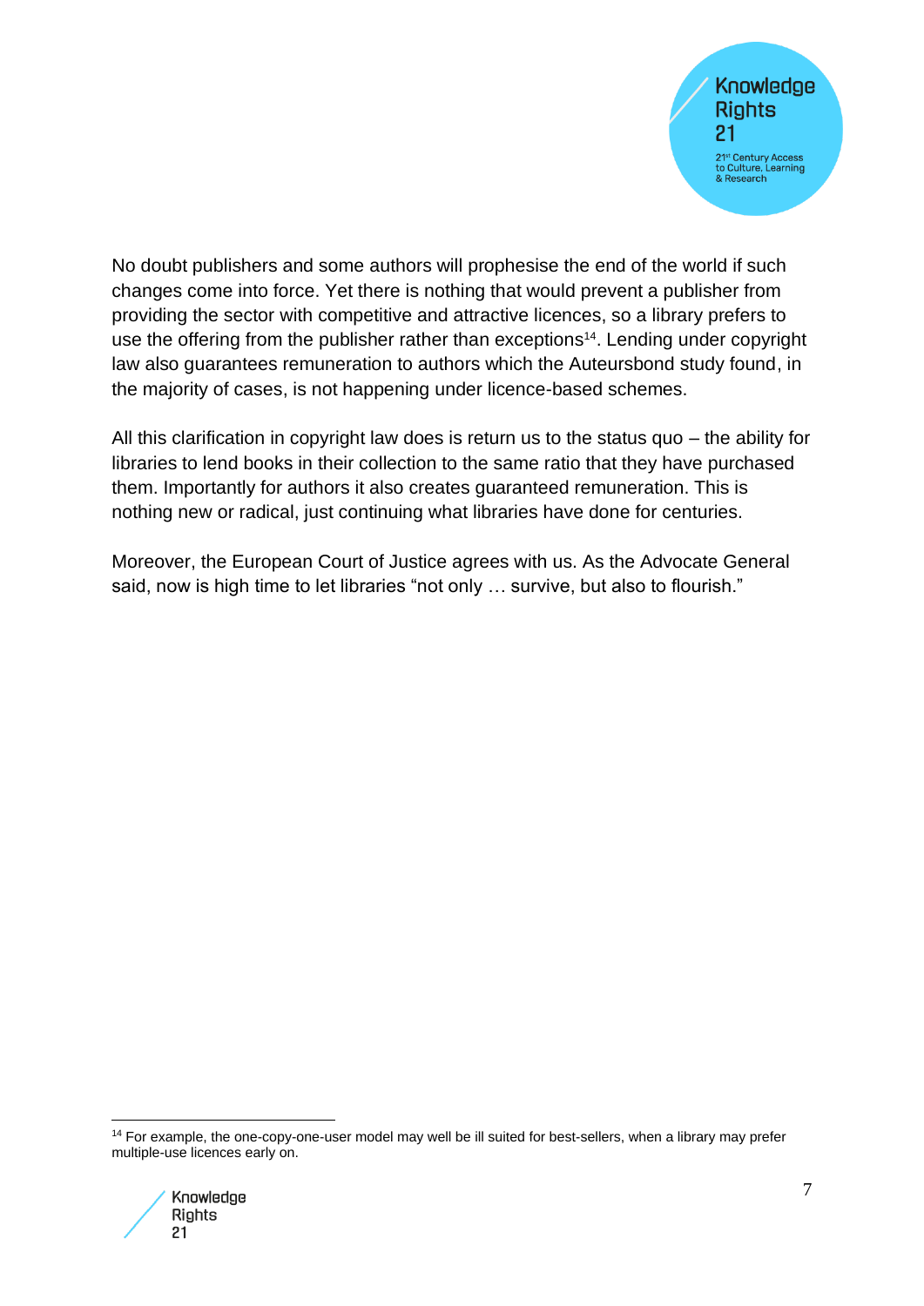No doubt publishers and some authors will prophesise the end of the world if such changes come into force. Yet there is nothing that would prevent a publisher from providing the sector with competitive and attractive licences, so a library prefers to use the offering from the publisher rather than exceptions[14]. Lending under copyright law also guarantees remuneration to authors which the Auteursbond study found, in the majority of cases, is not happening under licence-based schemes.

All this clarification in copyright law does is return us to the status quo – the ability for libraries to lend books in their collection to the same ratio that they have purchased them. Importantly for authors it also creates guaranteed remuneration. This is nothing new or radical, just continuing what libraries have done for centuries.

Moreover, the European Court of Justice agrees with us. As the Advocate General said, now is high time to let libraries "not only … survive, but also to flourish."

---

[14] For example, the one-copy-one-user model may well be ill suited for best-sellers, when a library may prefer multiple-use licences early on.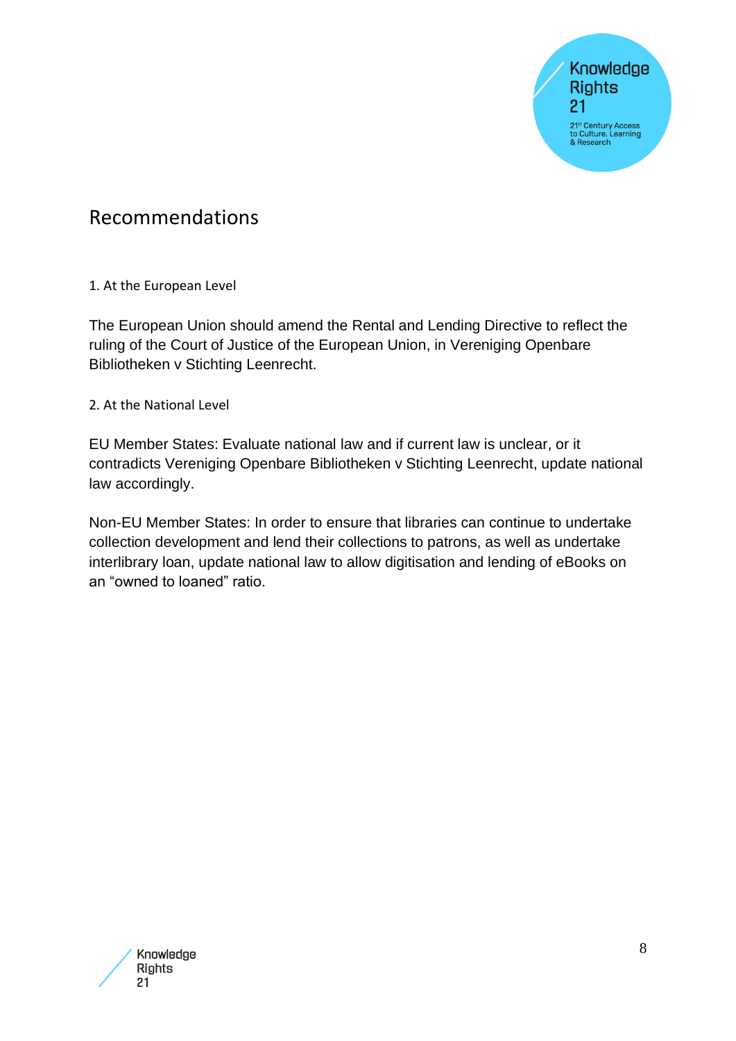## Recommendations

### 1. At the European Level

The European Union should amend the Rental and Lending Directive to reflect the ruling of the Court of Justice of the European Union, in Vereniging Openbare Bibliotheken v Stichting Leenrecht.

### 2. At the National Level

EU Member States: Evaluate national law and if current law is unclear, or it contradicts Vereniging Openbare Bibliotheken v Stichting Leenrecht, update national law accordingly.

Non-EU Member States: In order to ensure that libraries can continue to undertake collection development and lend their collections to patrons, as well as undertake interlibrary loan, update national law to allow digitisation and lending of eBooks on an “owned to loaned” ratio.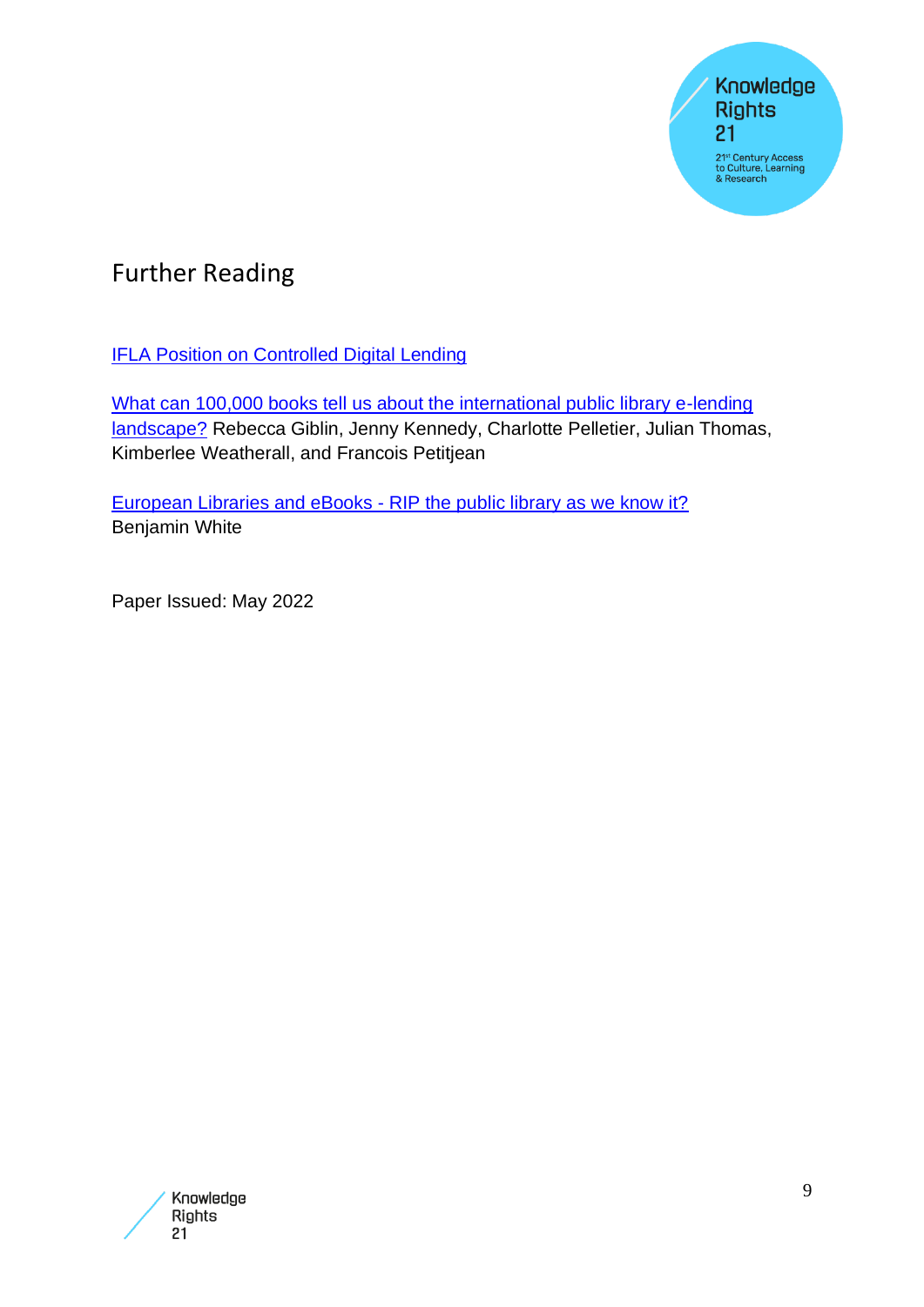## Further Reading

IFLA Position on Controlled Digital Lending

What can 100,000 books tell us about the international public library e-lending landscape? Rebecca Giblin, Jenny Kennedy, Charlotte Pelletier, Julian Thomas, Kimberlee Weatherall, and Francois Petitjean

European Libraries and eBooks - RIP the public library as we know it? Benjamin White

Paper Issued: May 2022